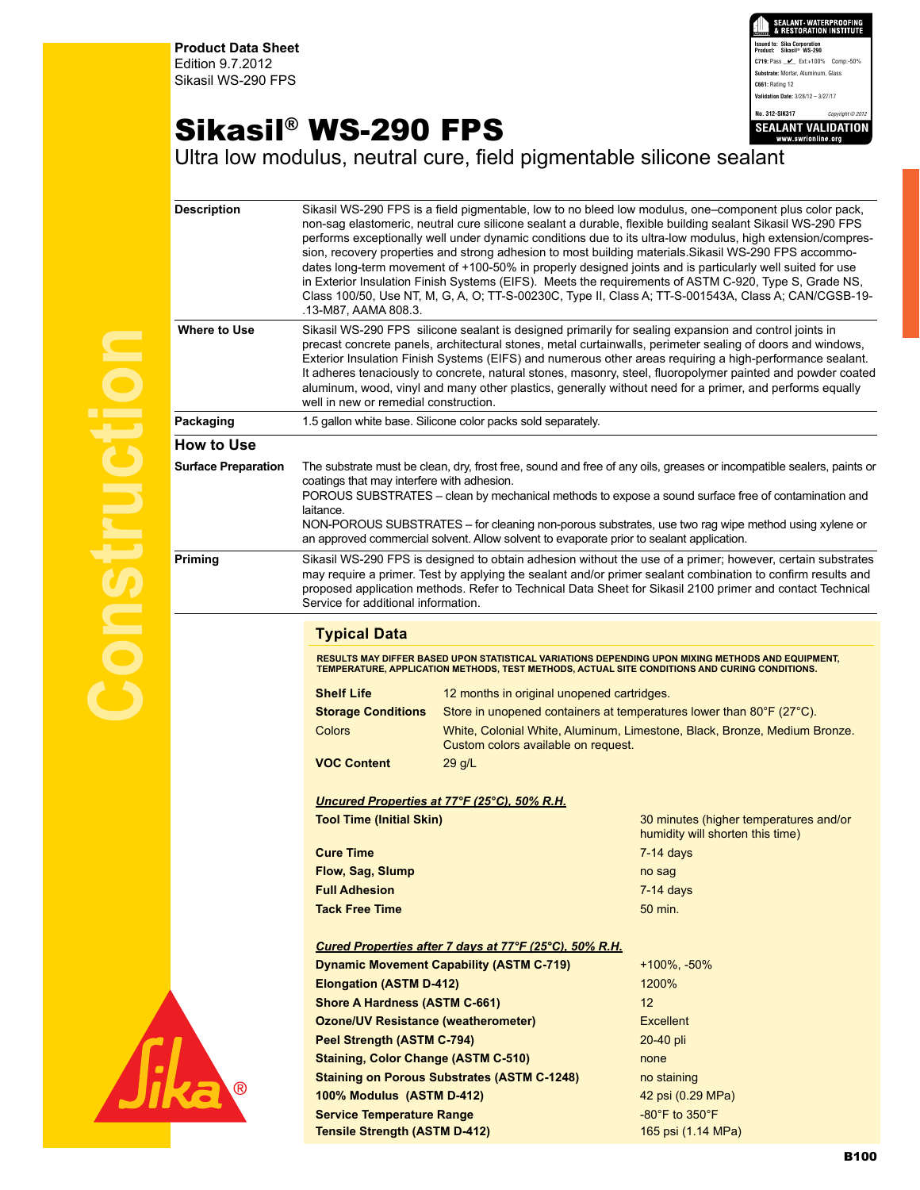**Product Data Sheet**
Edition 9.7.2012
Sikasil WS-290 FPS

SEALANT- WATERPROOFING & RESTORATION INSTITUTE
Issued to: Sika Corporation
Product: Sikasil® WS-290
C719: Pass ✔ Ext:+100% Comp:-50%
Substrate: Mortar, Aluminum, Glass
C661: Rating 12
Validation Date: 3/28/12 – 3/27/17
No. 312-SIK317 Copyright © 2012
SEALANT VALIDATION
www.swrionline.org

# Sikasil® WS-290 FPS

## Ultra low modulus, neutral cure, field pigmentable silicone sealant

| | |
|---|---|
| **Description** | Sikasil WS-290 FPS is a field pigmentable, low to no bleed low modulus, one–component plus color pack, non-sag elastomeric, neutral cure silicone sealant a durable, flexible building sealant Sikasil WS-290 FPS performs exceptionally well under dynamic conditions due to its ultra-low modulus, high extension/compression, recovery properties and strong adhesion to most building materials.Sikasil WS-290 FPS accommodates long-term movement of +100-50% in properly designed joints and is particularly well suited for use in Exterior Insulation Finish Systems (EIFS). Meets the requirements of ASTM C-920, Type S, Grade NS, Class 100/50, Use NT, M, G, A, O; TT-S-00230C, Type II, Class A; TT-S-001543A, Class A; CAN/CGSB-19-.13-M87, AAMA 808.3. |
| **Where to Use** | Sikasil WS-290 FPS silicone sealant is designed primarily for sealing expansion and control joints in precast concrete panels, architectural stones, metal curtainwalls, perimeter sealing of doors and windows, Exterior Insulation Finish Systems (EIFS) and numerous other areas requiring a high-performance sealant. It adheres tenaciously to concrete, natural stones, masonry, steel, fluoropolymer painted and powder coated aluminum, wood, vinyl and many other plastics, generally without need for a primer, and performs equally well in new or remedial construction. |
| **Packaging** | 1.5 gallon white base. Silicone color packs sold separately. |

## How to Use

| | |
|---|---|
| **Surface Preparation** | The substrate must be clean, dry, frost free, sound and free of any oils, greases or incompatible sealers, paints or coatings that may interfere with adhesion.<br>POROUS SUBSTRATES – clean by mechanical methods to expose a sound surface free of contamination and laitance.<br>NON-POROUS SUBSTRATES – for cleaning non-porous substrates, use two rag wipe method using xylene or an approved commercial solvent. Allow solvent to evaporate prior to sealant application. |
| **Priming** | Sikasil WS-290 FPS is designed to obtain adhesion without the use of a primer; however, certain substrates may require a primer. Test by applying the sealant and/or primer sealant combination to confirm results and proposed application methods. Refer to Technical Data Sheet for Sikasil 2100 primer and contact Technical Service for additional information. |

### Typical Data

RESULTS MAY DIFFER BASED UPON STATISTICAL VARIATIONS DEPENDING UPON MIXING METHODS AND EQUIPMENT, TEMPERATURE, APPLICATION METHODS, TEST METHODS, ACTUAL SITE CONDITIONS AND CURING CONDITIONS.

| | |
|---|---|
| **Shelf Life** | 12 months in original unopened cartridges. |
| **Storage Conditions** | Store in unopened containers at temperatures lower than 80°F (27°C). |
| Colors | White, Colonial White, Aluminum, Limestone, Black, Bronze, Medium Bronze. Custom colors available on request. |
| **VOC Content** | 29 g/L |

***Uncured Properties at 77°F (25°C), 50% R.H.***

| | |
|---|---|
| **Tool Time (Initial Skin)** | 30 minutes (higher temperatures and/or humidity will shorten this time) |
| **Cure Time** | 7-14 days |
| **Flow, Sag, Slump** | no sag |
| **Full Adhesion** | 7-14 days |
| **Tack Free Time** | 50 min. |

***Cured Properties after 7 days at 77°F (25°C), 50% R.H.***

| | |
|---|---|
| **Dynamic Movement Capability (ASTM C-719)** | +100%, -50% |
| **Elongation (ASTM D-412)** | 1200% |
| **Shore A Hardness (ASTM C-661)** | 12 |
| **Ozone/UV Resistance (weatherometer)** | Excellent |
| **Peel Strength (ASTM C-794)** | 20-40 pli |
| **Staining, Color Change (ASTM C-510)** | none |
| **Staining on Porous Substrates (ASTM C-1248)** | no staining |
| **100% Modulus (ASTM D-412)** | 42 psi (0.29 MPa) |
| **Service Temperature Range** | -80°F to 350°F |
| **Tensile Strength (ASTM D-412)** | 165 psi (1.14 MPa) |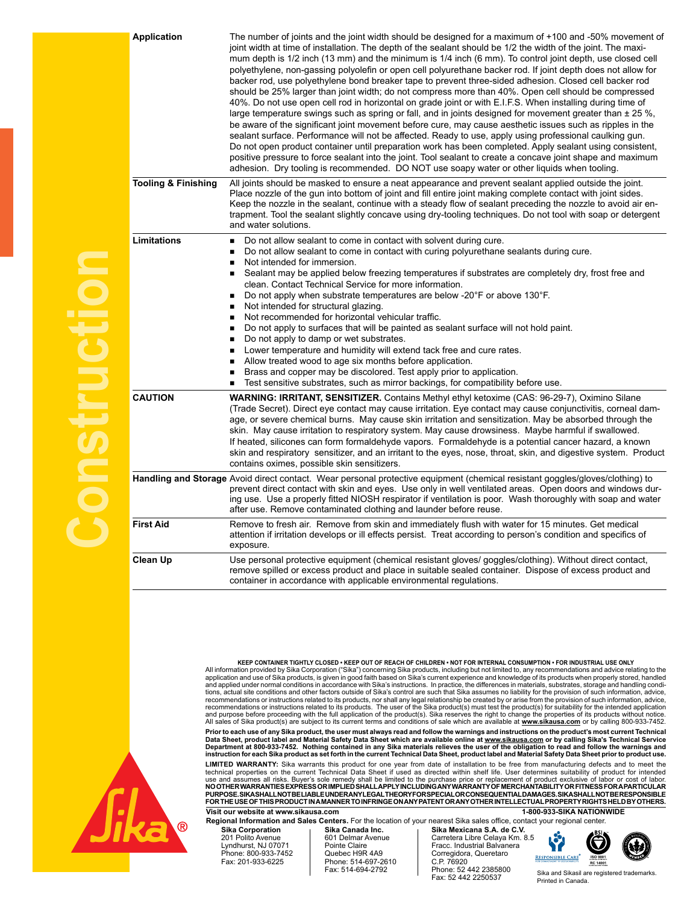**Application** The number of joints and the joint width should be designed for a maximum of +100 and -50% movement of joint width at time of installation. The depth of the sealant should be 1/2 the width of the joint. The maximum depth is 1/2 inch (13 mm) and the minimum is 1/4 inch (6 mm). To control joint depth, use closed cell polyethylene, non-gassing polyolefin or open cell polyurethane backer rod. If joint depth does not allow for backer rod, use polyethylene bond breaker tape to prevent three-sided adhesion. Closed cell backer rod should be 25% larger than joint width; do not compress more than 40%. Open cell should be compressed 40%. Do not use open cell rod in horizontal on grade joint or with E.I.F.S. When installing during time of large temperature swings such as spring or fall, and in joints designed for movement greater than ± 25 %, be aware of the significant joint movement before cure, may cause aesthetic issues such as ripples in the sealant surface. Performance will not be affected. Ready to use, apply using professional caulking gun. Do not open product container until preparation work has been completed. Apply sealant using consistent, positive pressure to force sealant into the joint. Tool sealant to create a concave joint shape and maximum adhesion. Dry tooling is recommended. DO NOT use soapy water or other liquids when tooling.

**Tooling & Finishing** All joints should be masked to ensure a neat appearance and prevent sealant applied outside the joint. Place nozzle of the gun into bottom of joint and fill entire joint making complete contact with joint sides. Keep the nozzle in the sealant, continue with a steady flow of sealant preceding the nozzle to avoid air entrapment. Tool the sealant slightly concave using dry-tooling techniques. Do not tool with soap or detergent and water solutions.

**Limitations**

- Do not allow sealant to come in contact with solvent during cure.
- Do not allow sealant to come in contact with curing polyurethane sealants during cure.
- Not intended for immersion.
- Sealant may be applied below freezing temperatures if substrates are completely dry, frost free and clean. Contact Technical Service for more information.
- Do not apply when substrate temperatures are below -20°F or above 130°F.
- Not intended for structural glazing.
- Not recommended for horizontal vehicular traffic.
- Do not apply to surfaces that will be painted as sealant surface will not hold paint.
- Do not apply to damp or wet substrates.
- Lower temperature and humidity will extend tack free and cure rates.
- Allow treated wood to age six months before application.
- Brass and copper may be discolored. Test apply prior to application.
- Test sensitive substrates, such as mirror backings, for compatibility before use.

**CAUTION** **WARNING: IRRITANT, SENSITIZER.** Contains Methyl ethyl ketoxime (CAS: 96-29-7), Oximino Silane (Trade Secret). Direct eye contact may cause irritation. Eye contact may cause conjunctivitis, corneal damage, or severe chemical burns. May cause skin irritation and sensitization. May be absorbed through the skin. May cause irritation to respiratory system. May cause drowsiness. Maybe harmful if swallowed. If heated, silicones can form formaldehyde vapors. Formaldehyde is a potential cancer hazard, a known skin and respiratory sensitizer, and an irritant to the eyes, nose, throat, skin, and digestive system. Product contains oximes, possible skin sensitizers.

**Handling and Storage** Avoid direct contact. Wear personal protective equipment (chemical resistant goggles/gloves/clothing) to prevent direct contact with skin and eyes. Use only in well ventilated areas. Open doors and windows during use. Use a properly fitted NIOSH respirator if ventilation is poor. Wash thoroughly with soap and water after use. Remove contaminated clothing and launder before reuse.

**First Aid** Remove to fresh air. Remove from skin and immediately flush with water for 15 minutes. Get medical attention if irritation develops or ill effects persist. Treat according to person's condition and specifics of exposure.

**Clean Up** Use personal protective equipment (chemical resistant gloves/ goggles/clothing). Without direct contact, remove spilled or excess product and place in suitable sealed container. Dispose of excess product and container in accordance with applicable environmental regulations.

**KEEP CONTAINER TIGHTLY CLOSED • KEEP OUT OF REACH OF CHILDREN • NOT FOR INTERNAL CONSUMPTION • FOR INDUSTRIAL USE ONLY**

All information provided by Sika Corporation ("Sika") concerning Sika products, including but not limited to, any recommendations and advice relating to the application and use of Sika products, is given in good faith based on Sika's current experience and knowledge of its products when properly stored, handled and applied under normal conditions in accordance with Sika's instructions. In practice, the differences in materials, substrates, storage and handling conditions, actual site conditions and other factors outside of Sika's control are such that Sika assumes no liability for the provision of such information, advice, recommendations or instructions related to its products, nor shall any legal relationship be created by or arise from the provision of such information, advice, recommendations or instructions related to its products. The user of the Sika product(s) must test the product(s) for suitability for the intended application and purpose before proceeding with the full application of the product(s). Sika reserves the right to change the properties of its products without notice. All sales of Sika product(s) are subject to its current terms and conditions of sale which are available at **www.sikausa.com** or by calling 800-933-7452.

**Prior to each use of any Sika product, the user must always read and follow the warnings and instructions on the product's most current Technical Data Sheet, product label and Material Safety Data Sheet which are available online at www.sikausa.com or by calling Sika's Technical Service Department at 800-933-7452. Nothing contained in any Sika materials relieves the user of the obligation to read and follow the warnings and instruction for each Sika product as set forth in the current Technical Data Sheet, product label and Material Safety Data Sheet prior to product use.**

**LIMITED WARRANTY:** Sika warrants this product for one year from date of installation to be free from manufacturing defects and to meet the technical properties on the current Technical Data Sheet if used as directed within shelf life. User determines suitability of product for intended use and assumes all risks. Buyer's sole remedy shall be limited to the purchase price or replacement of product exclusive of labor or cost of labor. **NO OTHER WARRANTIES EXPRESS OR IMPLIED SHALL APPLY INCLUDING ANY WARRANTY OF MERCHANTABILITY OR FITNESS FOR A PARTICULAR PURPOSE. SIKA SHALL NOT BE LIABLE UNDER ANY LEGAL THEORY FOR SPECIAL OR CONSEQUENTIAL DAMAGES. SIKA SHALL NOT BE RESPONSIBLE FOR THE USE OF THIS PRODUCT IN A MANNER TO INFRINGE ON ANY PATENT OR ANY OTHER INTELLECTUAL PROPERTY RIGHTS HELD BY OTHERS.**

**Visit our website at www.sikausa.com** **1-800-933-SIKA NATIONWIDE**

**Regional Information and Sales Centers.** For the location of your nearest Sika sales office, contact your regional center.

**Sika Corporation**
201 Polito Avenue
Lyndhurst, NJ 07071
Phone: 800-933-7452
Fax: 201-933-6225

**Sika Canada Inc.**
601 Delmar Avenue
Pointe Claire
Quebec H9R 4A9
Phone: 514-697-2610
Fax: 514-694-2792

**Sika Mexicana S.A. de C.V.**
Carretera Libre Celaya Km. 8.5
Fracc. Industrial Balvanera
Corregidora, Queretaro
C.P. 76920
Phone: 52 442 2385800
Fax: 52 442 2250537

Sika and Sikasil are registered trademarks.
Printed in Canada.